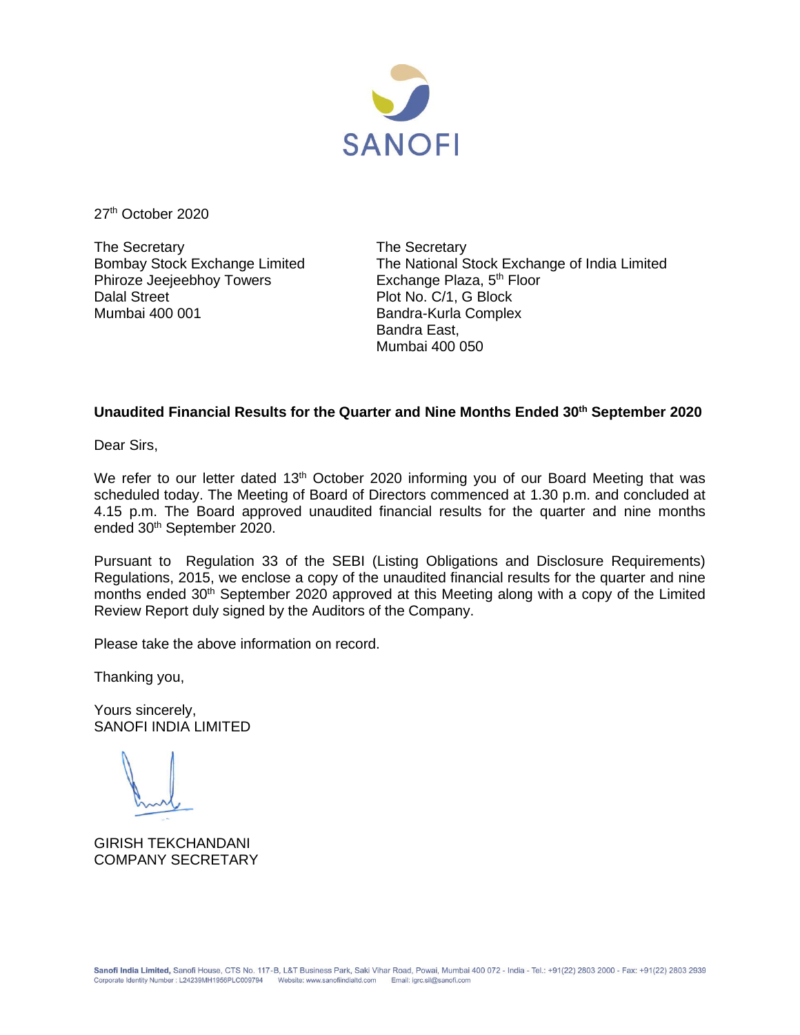SANOFI

27th October 2020

The Secretary
Bombay Stock Exchange Limited
Phiroze Jeejeebhoy Towers
Dalal Street
Mumbai 400 001

The Secretary
The National Stock Exchange of India Limited
Exchange Plaza, 5th Floor
Plot No. C/1, G Block
Bandra-Kurla Complex
Bandra East,
Mumbai 400 050

**Unaudited Financial Results for the Quarter and Nine Months Ended 30th September 2020**

Dear Sirs,

We refer to our letter dated 13th October 2020 informing you of our Board Meeting that was scheduled today. The Meeting of Board of Directors commenced at 1.30 p.m. and concluded at 4.15 p.m. The Board approved unaudited financial results for the quarter and nine months ended 30th September 2020.

Pursuant to Regulation 33 of the SEBI (Listing Obligations and Disclosure Requirements) Regulations, 2015, we enclose a copy of the unaudited financial results for the quarter and nine months ended 30th September 2020 approved at this Meeting along with a copy of the Limited Review Report duly signed by the Auditors of the Company.

Please take the above information on record.

Thanking you,

Yours sincerely,
SANOFI INDIA LIMITED

GIRISH TEKCHANDANI
COMPANY SECRETARY

**Sanofi India Limited,** Sanofi House, CTS No. 117-B, L&T Business Park, Saki Vihar Road, Powai, Mumbai 400 072 - India - Tel.: +91(22) 2803 2000 - Fax: +91(22) 2803 2939
Corporate Identity Number : L24239MH1956PLC009794 Website: www.sanofiindialtd.com Email: igrc.sil@sanofi.com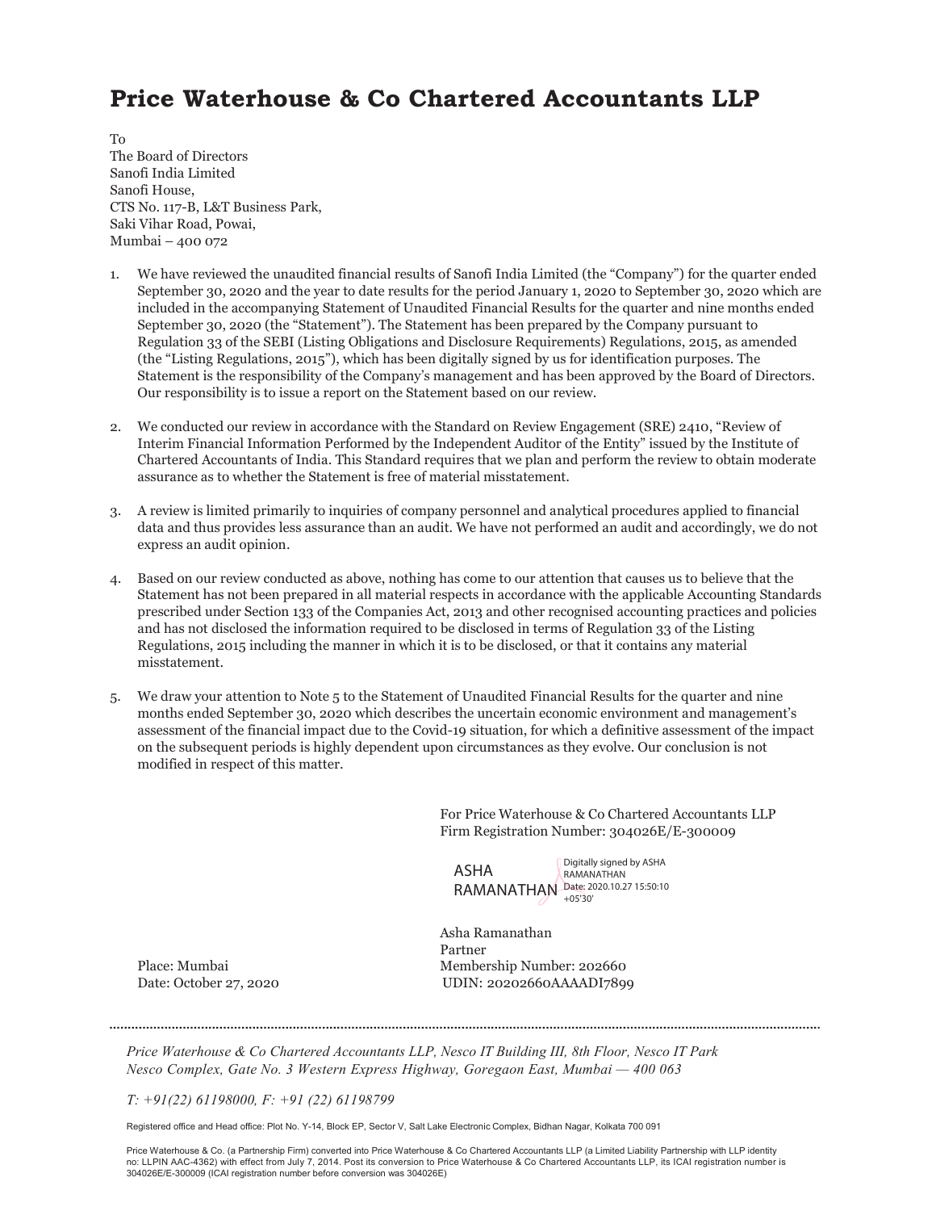# Price Waterhouse & Co Chartered Accountants LLP

To
The Board of Directors
Sanofi India Limited
Sanofi House,
CTS No. 117-B, L&T Business Park,
Saki Vihar Road, Powai,
Mumbai – 400 072

1. We have reviewed the unaudited financial results of Sanofi India Limited (the "Company") for the quarter ended September 30, 2020 and the year to date results for the period January 1, 2020 to September 30, 2020 which are included in the accompanying Statement of Unaudited Financial Results for the quarter and nine months ended September 30, 2020 (the "Statement"). The Statement has been prepared by the Company pursuant to Regulation 33 of the SEBI (Listing Obligations and Disclosure Requirements) Regulations, 2015, as amended (the "Listing Regulations, 2015"), which has been digitally signed by us for identification purposes. The Statement is the responsibility of the Company's management and has been approved by the Board of Directors. Our responsibility is to issue a report on the Statement based on our review.

2. We conducted our review in accordance with the Standard on Review Engagement (SRE) 2410, "Review of Interim Financial Information Performed by the Independent Auditor of the Entity" issued by the Institute of Chartered Accountants of India. This Standard requires that we plan and perform the review to obtain moderate assurance as to whether the Statement is free of material misstatement.

3. A review is limited primarily to inquiries of company personnel and analytical procedures applied to financial data and thus provides less assurance than an audit. We have not performed an audit and accordingly, we do not express an audit opinion.

4. Based on our review conducted as above, nothing has come to our attention that causes us to believe that the Statement has not been prepared in all material respects in accordance with the applicable Accounting Standards prescribed under Section 133 of the Companies Act, 2013 and other recognised accounting practices and policies and has not disclosed the information required to be disclosed in terms of Regulation 33 of the Listing Regulations, 2015 including the manner in which it is to be disclosed, or that it contains any material misstatement.

5. We draw your attention to Note 5 to the Statement of Unaudited Financial Results for the quarter and nine months ended September 30, 2020 which describes the uncertain economic environment and management's assessment of the financial impact due to the Covid-19 situation, for which a definitive assessment of the impact on the subsequent periods is highly dependent upon circumstances as they evolve. Our conclusion is not modified in respect of this matter.

For Price Waterhouse & Co Chartered Accountants LLP
Firm Registration Number: 304026E/E-300009

ASHA RAMANATHAN
Digitally signed by ASHA RAMANATHAN
Date: 2020.10.27 15:50:10 +05'30'

Asha Ramanathan
Partner
Membership Number: 202660
UDIN: 20202660AAAADI7899

Place: Mumbai
Date: October 27, 2020

*Price Waterhouse & Co Chartered Accountants LLP, Nesco IT Building III, 8th Floor, Nesco IT Park Nesco Complex, Gate No. 3 Western Express Highway, Goregaon East, Mumbai — 400 063*

*T: +91(22) 61198000, F: +91 (22) 61198799*

Registered office and Head office: Plot No. Y-14, Block EP, Sector V, Salt Lake Electronic Complex, Bidhan Nagar, Kolkata 700 091

Price Waterhouse & Co. (a Partnership Firm) converted into Price Waterhouse & Co Chartered Accountants LLP (a Limited Liability Partnership with LLP identity no: LLPIN AAC-4362) with effect from July 7, 2014. Post its conversion to Price Waterhouse & Co Chartered Accountants LLP, its ICAI registration number is 304026E/E-300009 (ICAI registration number before conversion was 304026E)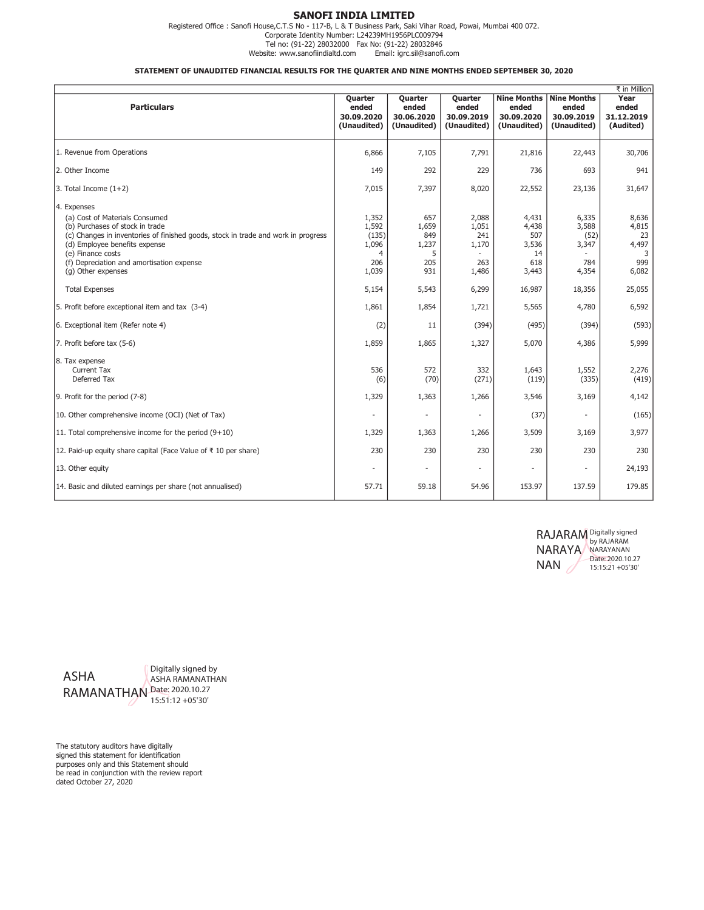# SANOFI INDIA LIMITED

Registered Office : Sanofi House,C.T.S No - 117-B, L & T Business Park, Saki Vihar Road, Powai, Mumbai 400 072.
Corporate Identity Number: L24239MH1956PLC009794
Tel no: (91-22) 28032000 Fax No: (91-22) 28032846
Website: www.sanofiindialtd.com Email: igrc.sil@sanofi.com

**STATEMENT OF UNAUDITED FINANCIAL RESULTS FOR THE QUARTER AND NINE MONTHS ENDED SEPTEMBER 30, 2020**

₹ in Million

| Particulars | Quarter ended 30.09.2020 (Unaudited) | Quarter ended 30.06.2020 (Unaudited) | Quarter ended 30.09.2019 (Unaudited) | Nine Months ended 30.09.2020 (Unaudited) | Nine Months ended 30.09.2019 (Unaudited) | Year ended 31.12.2019 (Audited) |
|---|---|---|---|---|---|---|
| 1. Revenue from Operations | 6,866 | 7,105 | 7,791 | 21,816 | 22,443 | 30,706 |
| 2. Other Income | 149 | 292 | 229 | 736 | 693 | 941 |
| 3. Total Income (1+2) | 7,015 | 7,397 | 8,020 | 22,552 | 23,136 | 31,647 |
| 4. Expenses | | | | | | |
| (a) Cost of Materials Consumed | 1,352 | 657 | 2,088 | 4,431 | 6,335 | 8,636 |
| (b) Purchases of stock in trade | 1,592 | 1,659 | 1,051 | 4,438 | 3,588 | 4,815 |
| (c) Changes in inventories of finished goods, stock in trade and work in progress | (135) | 849 | 241 | 507 | (52) | 23 |
| (d) Employee benefits expense | 1,096 | 1,237 | 1,170 | 3,536 | 3,347 | 4,497 |
| (e) Finance costs | 4 | 5 | - | 14 | - | 3 |
| (f) Depreciation and amortisation expense | 206 | 205 | 263 | 618 | 784 | 999 |
| (g) Other expenses | 1,039 | 931 | 1,486 | 3,443 | 4,354 | 6,082 |
| Total Expenses | 5,154 | 5,543 | 6,299 | 16,987 | 18,356 | 25,055 |
| 5. Profit before exceptional item and tax (3-4) | 1,861 | 1,854 | 1,721 | 5,565 | 4,780 | 6,592 |
| 6. Exceptional item (Refer note 4) | (2) | 11 | (394) | (495) | (394) | (593) |
| 7. Profit before tax (5-6) | 1,859 | 1,865 | 1,327 | 5,070 | 4,386 | 5,999 |
| 8. Tax expense | | | | | | |
| Current Tax | 536 | 572 | 332 | 1,643 | 1,552 | 2,276 |
| Deferred Tax | (6) | (70) | (271) | (119) | (335) | (419) |
| 9. Profit for the period (7-8) | 1,329 | 1,363 | 1,266 | 3,546 | 3,169 | 4,142 |
| 10. Other comprehensive income (OCI) (Net of Tax) | - | - | - | (37) | - | (165) |
| 11. Total comprehensive income for the period (9+10) | 1,329 | 1,363 | 1,266 | 3,509 | 3,169 | 3,977 |
| 12. Paid-up equity share capital (Face Value of ₹ 10 per share) | 230 | 230 | 230 | 230 | 230 | 230 |
| 13. Other equity | - | - | - | - | - | 24,193 |
| 14. Basic and diluted earnings per share (not annualised) | 57.71 | 59.18 | 54.96 | 153.97 | 137.59 | 179.85 |

RAJARAM NARAYANAN
Digitally signed by RAJARAM NARAYANAN
Date: 2020.10.27 15:15:21 +05'30'

ASHA RAMANATHAN
Digitally signed by ASHA RAMANATHAN
Date: 2020.10.27 15:51:12 +05'30'

The statutory auditors have digitally signed this statement for identification purposes only and this Statement should be read in conjunction with the review report dated October 27, 2020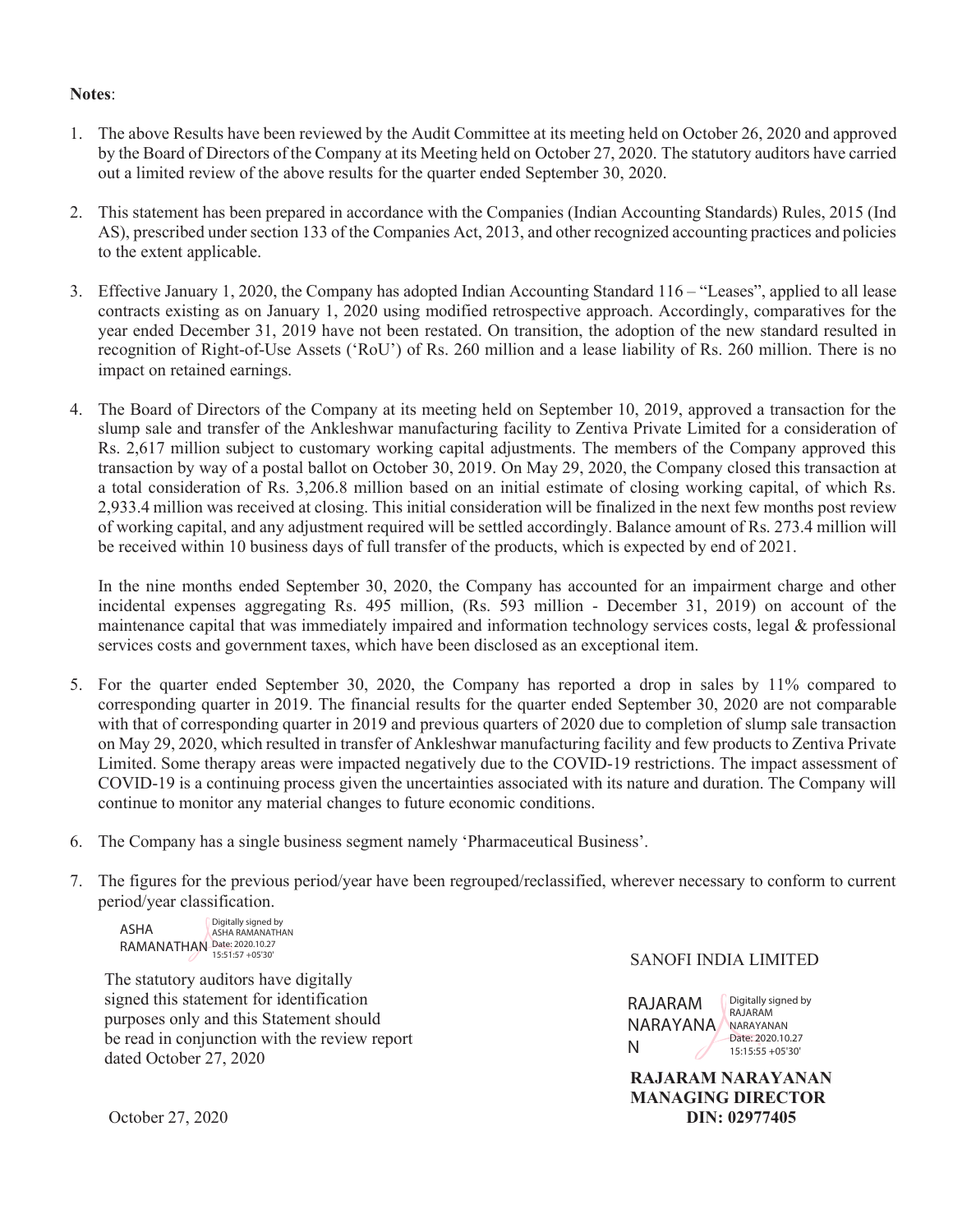**Notes**:

1. The above Results have been reviewed by the Audit Committee at its meeting held on October 26, 2020 and approved by the Board of Directors of the Company at its Meeting held on October 27, 2020. The statutory auditors have carried out a limited review of the above results for the quarter ended September 30, 2020.

2. This statement has been prepared in accordance with the Companies (Indian Accounting Standards) Rules, 2015 (Ind AS), prescribed under section 133 of the Companies Act, 2013, and other recognized accounting practices and policies to the extent applicable.

3. Effective January 1, 2020, the Company has adopted Indian Accounting Standard 116 – "Leases", applied to all lease contracts existing as on January 1, 2020 using modified retrospective approach. Accordingly, comparatives for the year ended December 31, 2019 have not been restated. On transition, the adoption of the new standard resulted in recognition of Right-of-Use Assets ('RoU') of Rs. 260 million and a lease liability of Rs. 260 million. There is no impact on retained earnings.

4. The Board of Directors of the Company at its meeting held on September 10, 2019, approved a transaction for the slump sale and transfer of the Ankleshwar manufacturing facility to Zentiva Private Limited for a consideration of Rs. 2,617 million subject to customary working capital adjustments. The members of the Company approved this transaction by way of a postal ballot on October 30, 2019. On May 29, 2020, the Company closed this transaction at a total consideration of Rs. 3,206.8 million based on an initial estimate of closing working capital, of which Rs. 2,933.4 million was received at closing. This initial consideration will be finalized in the next few months post review of working capital, and any adjustment required will be settled accordingly. Balance amount of Rs. 273.4 million will be received within 10 business days of full transfer of the products, which is expected by end of 2021.

   In the nine months ended September 30, 2020, the Company has accounted for an impairment charge and other incidental expenses aggregating Rs. 495 million, (Rs. 593 million - December 31, 2019) on account of the maintenance capital that was immediately impaired and information technology services costs, legal & professional services costs and government taxes, which have been disclosed as an exceptional item.

5. For the quarter ended September 30, 2020, the Company has reported a drop in sales by 11% compared to corresponding quarter in 2019. The financial results for the quarter ended September 30, 2020 are not comparable with that of corresponding quarter in 2019 and previous quarters of 2020 due to completion of slump sale transaction on May 29, 2020, which resulted in transfer of Ankleshwar manufacturing facility and few products to Zentiva Private Limited. Some therapy areas were impacted negatively due to the COVID-19 restrictions. The impact assessment of COVID-19 is a continuing process given the uncertainties associated with its nature and duration. The Company will continue to monitor any material changes to future economic conditions.

6. The Company has a single business segment namely 'Pharmaceutical Business'.

7. The figures for the previous period/year have been regrouped/reclassified, wherever necessary to conform to current period/year classification.

ASHA RAMANATHAN Digitally signed by ASHA RAMANATHAN Date: 2020.10.27 15:51:57 +05'30'

The statutory auditors have digitally signed this statement for identification purposes only and this Statement should be read in conjunction with the review report dated October 27, 2020

SANOFI INDIA LIMITED

RAJARAM NARAYANAN Digitally signed by RAJARAM NARAYANAN Date: 2020.10.27 15:15:55 +05'30'

**RAJARAM NARAYANAN**
**MANAGING DIRECTOR**
**DIN: 02977405**

October 27, 2020